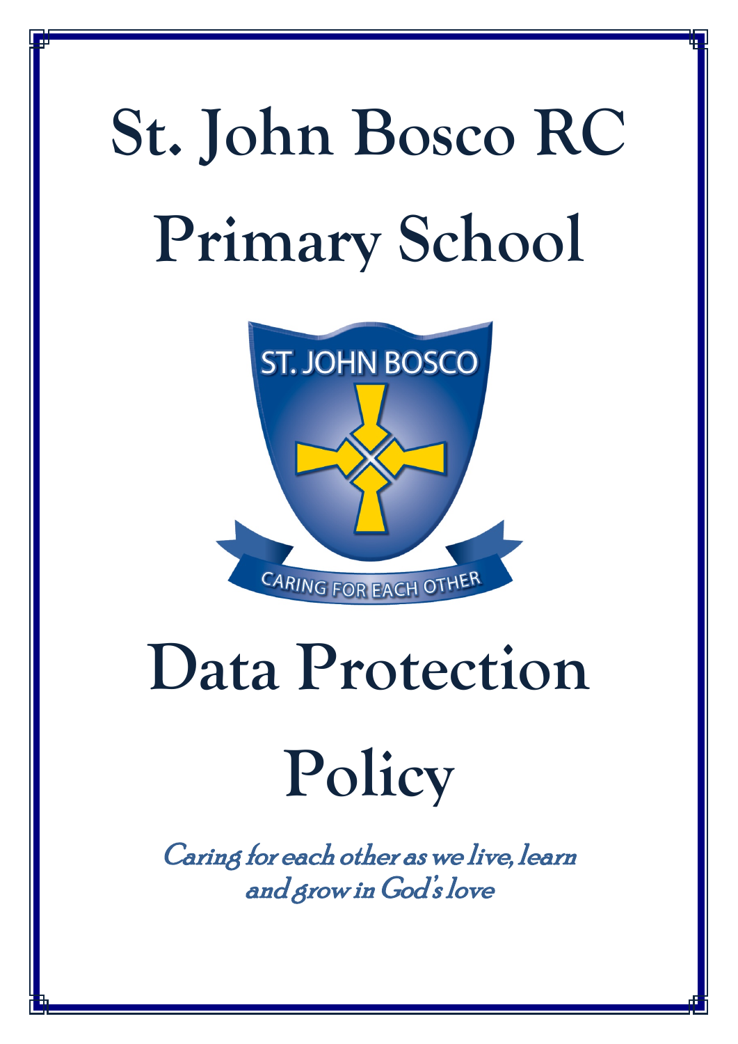# St. John Bosco RC Primary School

ST. JOHN BOSCO

CARING FOR EACH OTHER

# Data Protection Policy

*Caring for each other as we live, learn and grow in God's love*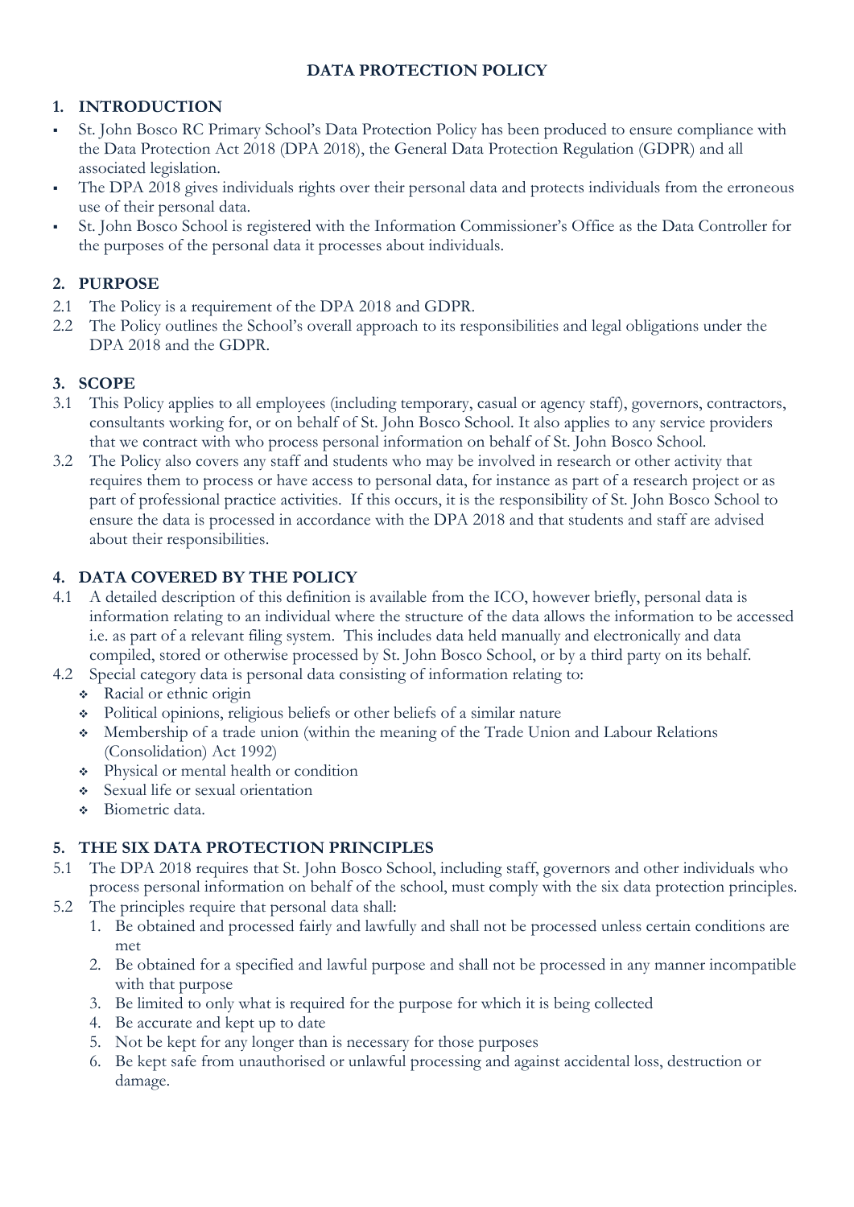**DATA PROTECTION POLICY**

## 1. INTRODUCTION

- St. John Bosco RC Primary School's Data Protection Policy has been produced to ensure compliance with the Data Protection Act 2018 (DPA 2018), the General Data Protection Regulation (GDPR) and all associated legislation.
- The DPA 2018 gives individuals rights over their personal data and protects individuals from the erroneous use of their personal data.
- St. John Bosco School is registered with the Information Commissioner's Office as the Data Controller for the purposes of the personal data it processes about individuals.

## 2. PURPOSE

2.1 The Policy is a requirement of the DPA 2018 and GDPR.

2.2 The Policy outlines the School's overall approach to its responsibilities and legal obligations under the DPA 2018 and the GDPR.

## 3. SCOPE

3.1 This Policy applies to all employees (including temporary, casual or agency staff), governors, contractors, consultants working for, or on behalf of St. John Bosco School. It also applies to any service providers that we contract with who process personal information on behalf of St. John Bosco School.

3.2 The Policy also covers any staff and students who may be involved in research or other activity that requires them to process or have access to personal data, for instance as part of a research project or as part of professional practice activities. If this occurs, it is the responsibility of St. John Bosco School to ensure the data is processed in accordance with the DPA 2018 and that students and staff are advised about their responsibilities.

## 4. DATA COVERED BY THE POLICY

4.1 A detailed description of this definition is available from the ICO, however briefly, personal data is information relating to an individual where the structure of the data allows the information to be accessed i.e. as part of a relevant filing system. This includes data held manually and electronically and data compiled, stored or otherwise processed by St. John Bosco School, or by a third party on its behalf.

4.2 Special category data is personal data consisting of information relating to:

- Racial or ethnic origin
- Political opinions, religious beliefs or other beliefs of a similar nature
- Membership of a trade union (within the meaning of the Trade Union and Labour Relations (Consolidation) Act 1992)
- Physical or mental health or condition
- Sexual life or sexual orientation
- Biometric data.

## 5. THE SIX DATA PROTECTION PRINCIPLES

5.1 The DPA 2018 requires that St. John Bosco School, including staff, governors and other individuals who process personal information on behalf of the school, must comply with the six data protection principles.

5.2 The principles require that personal data shall:

1. Be obtained and processed fairly and lawfully and shall not be processed unless certain conditions are met
2. Be obtained for a specified and lawful purpose and shall not be processed in any manner incompatible with that purpose
3. Be limited to only what is required for the purpose for which it is being collected
4. Be accurate and kept up to date
5. Not be kept for any longer than is necessary for those purposes
6. Be kept safe from unauthorised or unlawful processing and against accidental loss, destruction or damage.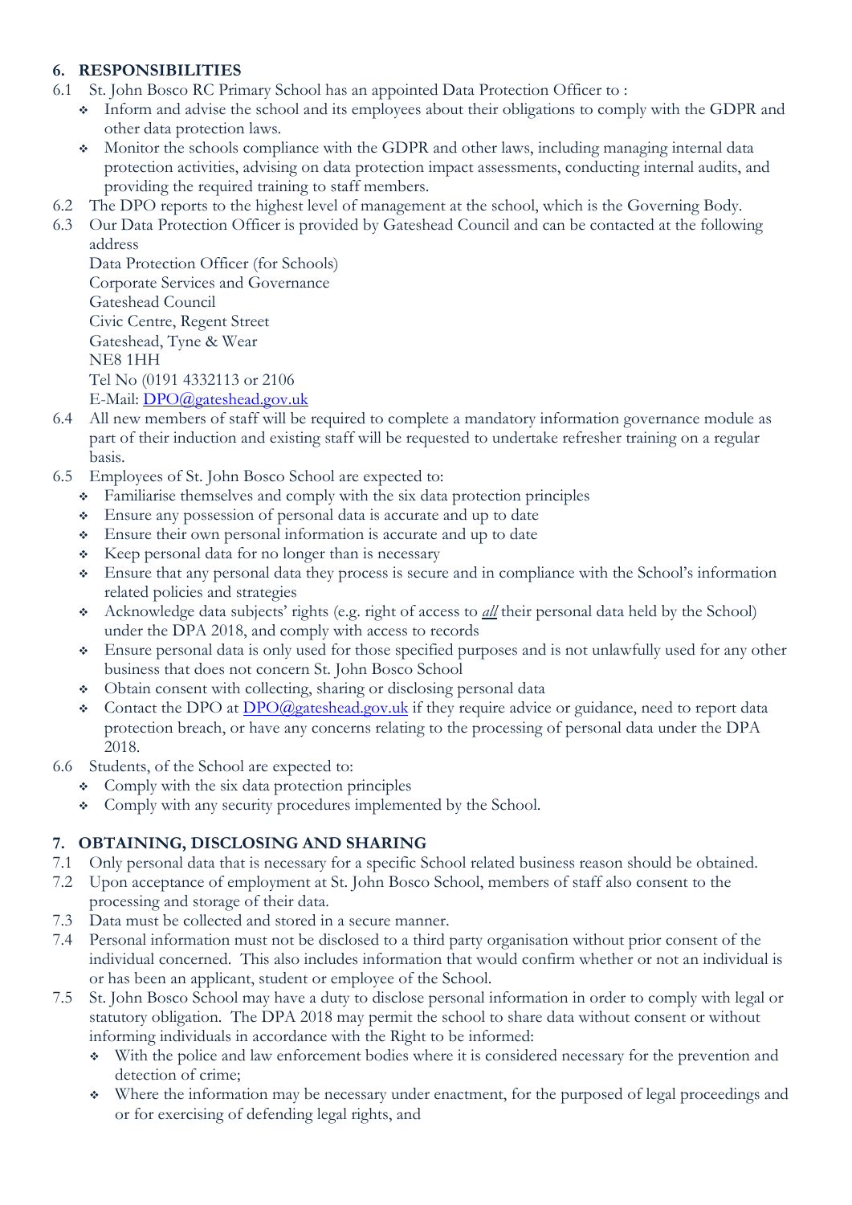## 6. RESPONSIBILITIES

6.1 St. John Bosco RC Primary School has an appointed Data Protection Officer to :

- Inform and advise the school and its employees about their obligations to comply with the GDPR and other data protection laws.
- Monitor the schools compliance with the GDPR and other laws, including managing internal data protection activities, advising on data protection impact assessments, conducting internal audits, and providing the required training to staff members.

6.2 The DPO reports to the highest level of management at the school, which is the Governing Body.

6.3 Our Data Protection Officer is provided by Gateshead Council and can be contacted at the following address

Data Protection Officer (for Schools)
Corporate Services and Governance
Gateshead Council
Civic Centre, Regent Street
Gateshead, Tyne & Wear
NE8 1HH
Tel No (0191 4332113 or 2106
E-Mail: DPO@gateshead.gov.uk

6.4 All new members of staff will be required to complete a mandatory information governance module as part of their induction and existing staff will be requested to undertake refresher training on a regular basis.

6.5 Employees of St. John Bosco School are expected to:

- Familiarise themselves and comply with the six data protection principles
- Ensure any possession of personal data is accurate and up to date
- Ensure their own personal information is accurate and up to date
- Keep personal data for no longer than is necessary
- Ensure that any personal data they process is secure and in compliance with the School's information related policies and strategies
- Acknowledge data subjects' rights (e.g. right of access to ***all*** their personal data held by the School) under the DPA 2018, and comply with access to records
- Ensure personal data is only used for those specified purposes and is not unlawfully used for any other business that does not concern St. John Bosco School
- Obtain consent with collecting, sharing or disclosing personal data
- Contact the DPO at DPO@gateshead.gov.uk if they require advice or guidance, need to report data protection breach, or have any concerns relating to the processing of personal data under the DPA 2018.

6.6 Students, of the School are expected to:

- Comply with the six data protection principles
- Comply with any security procedures implemented by the School.

## 7. OBTAINING, DISCLOSING AND SHARING

7.1 Only personal data that is necessary for a specific School related business reason should be obtained.

7.2 Upon acceptance of employment at St. John Bosco School, members of staff also consent to the processing and storage of their data.

7.3 Data must be collected and stored in a secure manner.

7.4 Personal information must not be disclosed to a third party organisation without prior consent of the individual concerned. This also includes information that would confirm whether or not an individual is or has been an applicant, student or employee of the School.

7.5 St. John Bosco School may have a duty to disclose personal information in order to comply with legal or statutory obligation. The DPA 2018 may permit the school to share data without consent or without informing individuals in accordance with the Right to be informed:

- With the police and law enforcement bodies where it is considered necessary for the prevention and detection of crime;
- Where the information may be necessary under enactment, for the purposed of legal proceedings and or for exercising of defending legal rights, and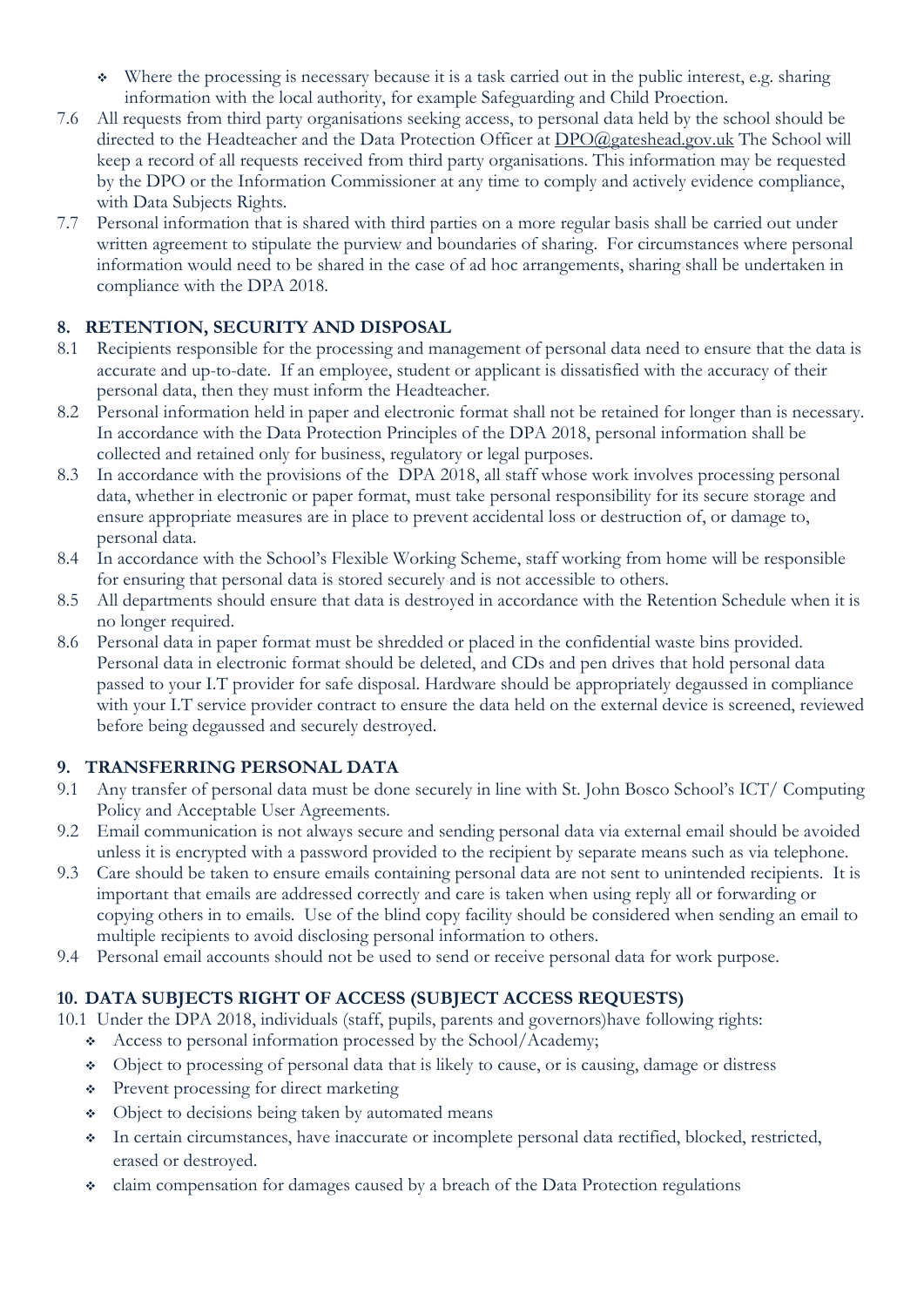- Where the processing is necessary because it is a task carried out in the public interest, e.g. sharing information with the local authority, for example Safeguarding and Child Proection.

7.6 All requests from third party organisations seeking access, to personal data held by the school should be directed to the Headteacher and the Data Protection Officer at DPO@gateshead.gov.uk The School will keep a record of all requests received from third party organisations. This information may be requested by the DPO or the Information Commissioner at any time to comply and actively evidence compliance, with Data Subjects Rights.

7.7 Personal information that is shared with third parties on a more regular basis shall be carried out under written agreement to stipulate the purview and boundaries of sharing. For circumstances where personal information would need to be shared in the case of ad hoc arrangements, sharing shall be undertaken in compliance with the DPA 2018.

## 8. RETENTION, SECURITY AND DISPOSAL

8.1 Recipients responsible for the processing and management of personal data need to ensure that the data is accurate and up-to-date. If an employee, student or applicant is dissatisfied with the accuracy of their personal data, then they must inform the Headteacher.

8.2 Personal information held in paper and electronic format shall not be retained for longer than is necessary. In accordance with the Data Protection Principles of the DPA 2018, personal information shall be collected and retained only for business, regulatory or legal purposes.

8.3 In accordance with the provisions of the DPA 2018, all staff whose work involves processing personal data, whether in electronic or paper format, must take personal responsibility for its secure storage and ensure appropriate measures are in place to prevent accidental loss or destruction of, or damage to, personal data.

8.4 In accordance with the School's Flexible Working Scheme, staff working from home will be responsible for ensuring that personal data is stored securely and is not accessible to others.

8.5 All departments should ensure that data is destroyed in accordance with the Retention Schedule when it is no longer required.

8.6 Personal data in paper format must be shredded or placed in the confidential waste bins provided. Personal data in electronic format should be deleted, and CDs and pen drives that hold personal data passed to your I.T provider for safe disposal. Hardware should be appropriately degaussed in compliance with your I.T service provider contract to ensure the data held on the external device is screened, reviewed before being degaussed and securely destroyed.

## 9. TRANSFERRING PERSONAL DATA

9.1 Any transfer of personal data must be done securely in line with St. John Bosco School's ICT/ Computing Policy and Acceptable User Agreements.

9.2 Email communication is not always secure and sending personal data via external email should be avoided unless it is encrypted with a password provided to the recipient by separate means such as via telephone.

9.3 Care should be taken to ensure emails containing personal data are not sent to unintended recipients. It is important that emails are addressed correctly and care is taken when using reply all or forwarding or copying others in to emails. Use of the blind copy facility should be considered when sending an email to multiple recipients to avoid disclosing personal information to others.

9.4 Personal email accounts should not be used to send or receive personal data for work purpose.

## 10. DATA SUBJECTS RIGHT OF ACCESS (SUBJECT ACCESS REQUESTS)

10.1 Under the DPA 2018, individuals (staff, pupils, parents and governors)have following rights:

- Access to personal information processed by the School/Academy;
- Object to processing of personal data that is likely to cause, or is causing, damage or distress
- Prevent processing for direct marketing
- Object to decisions being taken by automated means
- In certain circumstances, have inaccurate or incomplete personal data rectified, blocked, restricted, erased or destroyed.
- claim compensation for damages caused by a breach of the Data Protection regulations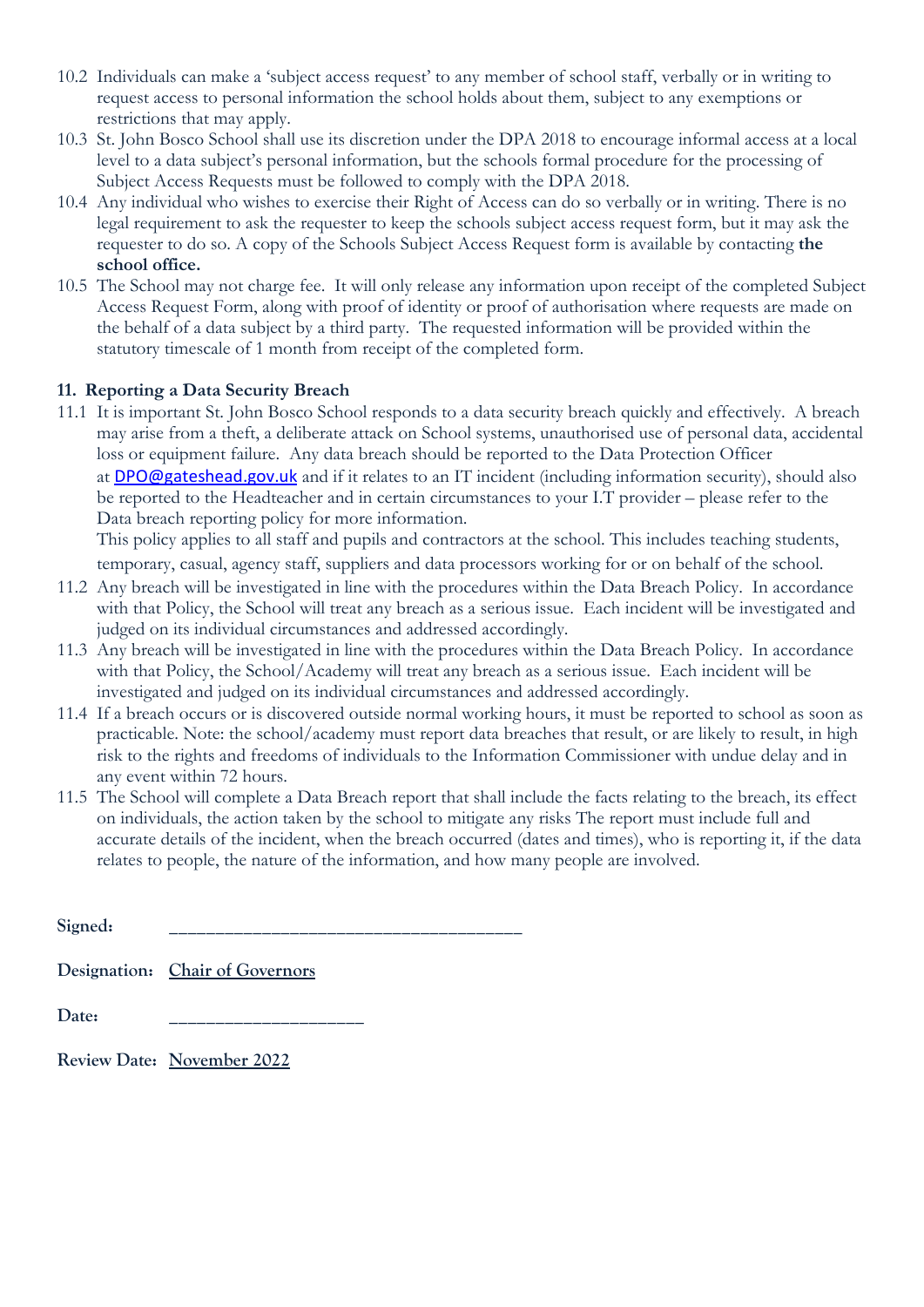10.2 Individuals can make a 'subject access request' to any member of school staff, verbally or in writing to request access to personal information the school holds about them, subject to any exemptions or restrictions that may apply.

10.3 St. John Bosco School shall use its discretion under the DPA 2018 to encourage informal access at a local level to a data subject's personal information, but the schools formal procedure for the processing of Subject Access Requests must be followed to comply with the DPA 2018.

10.4 Any individual who wishes to exercise their Right of Access can do so verbally or in writing. There is no legal requirement to ask the requester to keep the schools subject access request form, but it may ask the requester to do so. A copy of the Schools Subject Access Request form is available by contacting **the school office.**

10.5 The School may not charge fee. It will only release any information upon receipt of the completed Subject Access Request Form, along with proof of identity or proof of authorisation where requests are made on the behalf of a data subject by a third party. The requested information will be provided within the statutory timescale of 1 month from receipt of the completed form.

## 11. Reporting a Data Security Breach

11.1 It is important St. John Bosco School responds to a data security breach quickly and effectively. A breach may arise from a theft, a deliberate attack on School systems, unauthorised use of personal data, accidental loss or equipment failure. Any data breach should be reported to the Data Protection Officer at DPO@gateshead.gov.uk and if it relates to an IT incident (including information security), should also be reported to the Headteacher and in certain circumstances to your I.T provider – please refer to the Data breach reporting policy for more information.
This policy applies to all staff and pupils and contractors at the school. This includes teaching students, temporary, casual, agency staff, suppliers and data processors working for or on behalf of the school.

11.2 Any breach will be investigated in line with the procedures within the Data Breach Policy. In accordance with that Policy, the School will treat any breach as a serious issue. Each incident will be investigated and judged on its individual circumstances and addressed accordingly.

11.3 Any breach will be investigated in line with the procedures within the Data Breach Policy. In accordance with that Policy, the School/Academy will treat any breach as a serious issue. Each incident will be investigated and judged on its individual circumstances and addressed accordingly.

11.4 If a breach occurs or is discovered outside normal working hours, it must be reported to school as soon as practicable. Note: the school/academy must report data breaches that result, or are likely to result, in high risk to the rights and freedoms of individuals to the Information Commissioner with undue delay and in any event within 72 hours.

11.5 The School will complete a Data Breach report that shall include the facts relating to the breach, its effect on individuals, the action taken by the school to mitigate any risks The report must include full and accurate details of the incident, when the breach occurred (dates and times), who is reporting it, if the data relates to people, the nature of the information, and how many people are involved.

**Signed:** \_\_\_\_\_\_\_\_\_\_\_\_\_\_\_\_\_\_\_\_\_\_\_\_\_\_\_\_\_\_\_\_\_\_\_\_

**Designation:** **Chair of Governors**

**Date:** \_\_\_\_\_\_\_\_\_\_\_\_\_\_\_\_\_\_\_\_

**Review Date:** **November 2022**